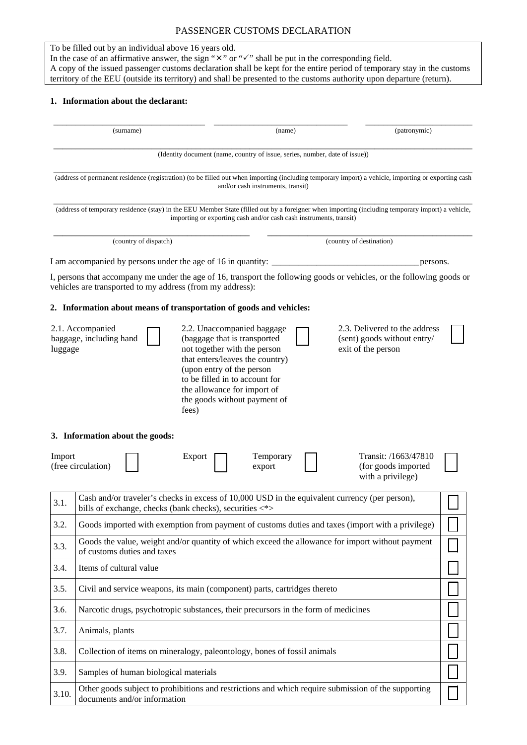# PASSENGER CUSTOMS DECLARATION

To be filled out by an individual above 16 years old.
In the case of an affirmative answer, the sign "✕" or "✓" shall be put in the corresponding field.
A copy of the issued passenger customs declaration shall be kept for the entire period of temporary stay in the customs territory of the EEU (outside its territory) and shall be presented to the customs authority upon departure (return).

## 1. Information about the declarant:

________________________ ________________________ ________________________
(surname) (name) (patronymic)

________________________________________________________________________
(Identity document (name, country of issue, series, number, date of issue))

________________________________________________________________________
(address of permanent residence (registration) (to be filled out when importing (including temporary import) a vehicle, importing or exporting cash and/or cash instruments, transit)

________________________________________________________________________
(address of temporary residence (stay) in the EEU Member State (filled out by a foreigner when importing (including temporary import) a vehicle, importing or exporting cash and/or cash cash instruments, transit)

________________________________ ________________________________
(country of dispatch) (country of destination)

I am accompanied by persons under the age of 16 in quantity: ____________________ persons.

I, persons that accompany me under the age of 16, transport the following goods or vehicles, or the following goods or vehicles are transported to my address (from my address):

## 2. Information about means of transportation of goods and vehicles:

2.1. Accompanied baggage, including hand luggage ☐

2.2. Unaccompanied baggage (baggage that is transported not together with the person that enters/leaves the country) (upon entry of the person to be filled in to account for the allowance for import of the goods without payment of fees) ☐

2.3. Delivered to the address (sent) goods without entry/ exit of the person ☐

## 3. Information about the goods:

Import (free circulation) ☐ Export ☐ Temporary export ☐ Transit: /1663/47810 (for goods imported with a privilege) ☐

| | | |
|---|---|---|
| 3.1. | Cash and/or traveler's checks in excess of 10,000 USD in the equivalent currency (per person), bills of exchange, checks (bank checks), securities <*> | ☐ |
| 3.2. | Goods imported with exemption from payment of customs duties and taxes (import with a privilege) | ☐ |
| 3.3. | Goods the value, weight and/or quantity of which exceed the allowance for import without payment of customs duties and taxes | ☐ |
| 3.4. | Items of cultural value | ☐ |
| 3.5. | Civil and service weapons, its main (component) parts, cartridges thereto | ☐ |
| 3.6. | Narcotic drugs, psychotropic substances, their precursors in the form of medicines | ☐ |
| 3.7. | Animals, plants | ☐ |
| 3.8. | Collection of items on mineralogy, paleontology, bones of fossil animals | ☐ |
| 3.9. | Samples of human biological materials | ☐ |
| 3.10. | Other goods subject to prohibitions and restrictions and which require submission of the supporting documents and/or information | ☐ |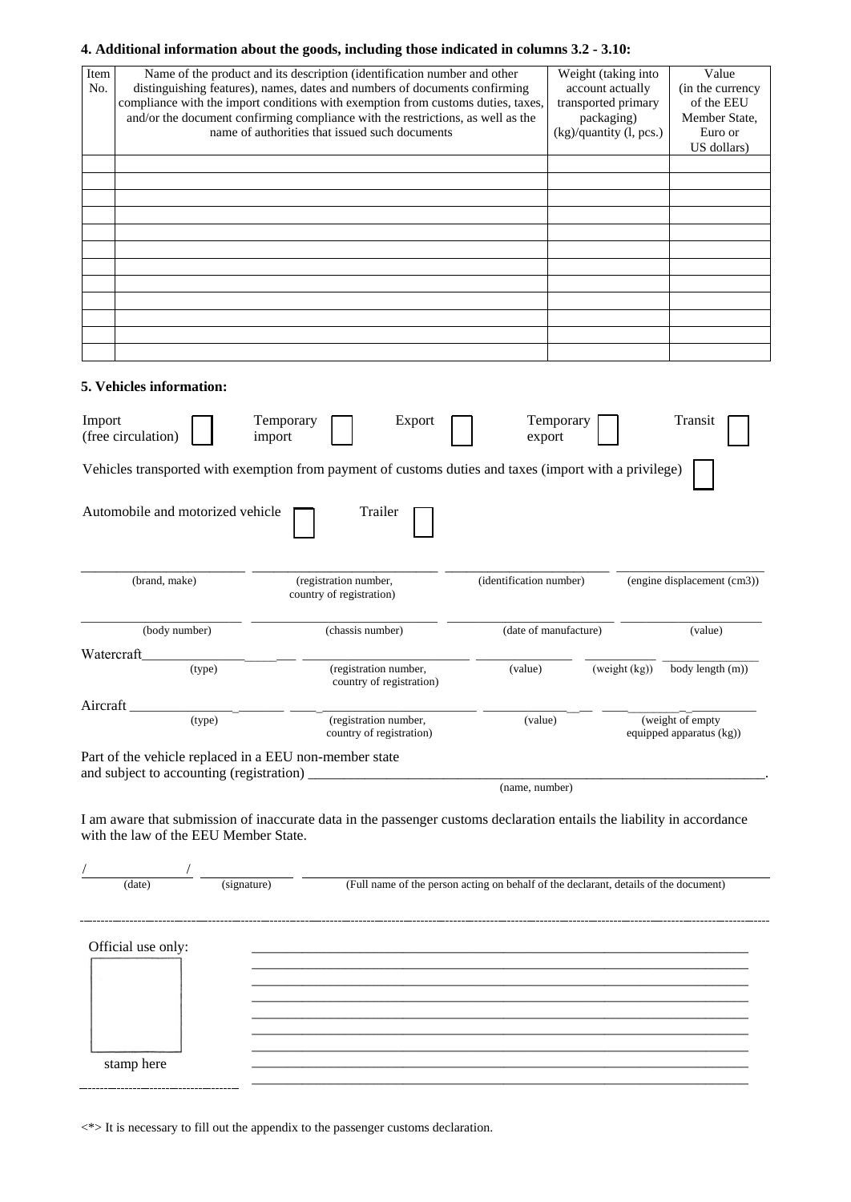**4. Additional information about the goods, including those indicated in columns 3.2 - 3.10:**

| Item No. | Name of the product and its description (identification number and other distinguishing features), names, dates and numbers of documents confirming compliance with the import conditions with exemption from customs duties, taxes, and/or the document confirming compliance with the restrictions, as well as the name of authorities that issued such documents | Weight (taking into account actually transported primary packaging) (kg)/quantity (l, pcs.) | Value (in the currency of the EEU Member State, Euro or US dollars) |
|---|---|---|---|
| | | | |
| | | | |
| | | | |
| | | | |
| | | | |
| | | | |
| | | | |
| | | | |
| | | | |
| | | | |
| | | | |
| | | | |

**5. Vehicles information:**

Import (free circulation) ☐ Temporary import ☐ Export ☐ Temporary export ☐ Transit ☐

Vehicles transported with exemption from payment of customs duties and taxes (import with a privilege) ☐

Automobile and motorized vehicle ☐ Trailer ☐

\_\_\_\_\_\_\_\_\_\_\_\_ (brand, make) \_\_\_\_\_\_\_\_\_\_\_\_ (registration number, country of registration) \_\_\_\_\_\_\_\_\_\_\_\_ (identification number) \_\_\_\_\_\_\_\_\_\_\_\_ (engine displacement (cm3))

\_\_\_\_\_\_\_\_\_\_\_\_ (body number) \_\_\_\_\_\_\_\_\_\_\_\_ (chassis number) \_\_\_\_\_\_\_\_\_\_\_\_ (date of manufacture) \_\_\_\_\_\_\_\_\_\_\_\_ (value)

Watercraft \_\_\_\_\_\_\_\_\_\_\_\_ (type) \_\_\_\_\_\_\_\_\_\_\_\_ (registration number, country of registration) \_\_\_\_\_\_\_\_\_\_\_\_ (value) \_\_\_\_\_\_\_\_\_\_\_\_ (weight (kg)) \_\_\_\_\_\_\_\_\_\_\_\_ body length (m))

Aircraft \_\_\_\_\_\_\_\_\_\_\_\_ (type) \_\_\_\_\_\_\_\_\_\_\_\_ (registration number, country of registration) \_\_\_\_\_\_\_\_\_\_\_\_ (value) \_\_\_\_\_\_\_\_\_\_\_\_ (weight of empty equipped apparatus (kg))

Part of the vehicle replaced in a EEU non-member state and subject to accounting (registration) \_\_\_\_\_\_\_\_\_\_\_\_\_\_\_\_\_\_\_\_\_\_\_\_ (name, number).

I am aware that submission of inaccurate data in the passenger customs declaration entails the liability in accordance with the law of the EEU Member State.

/\_\_\_\_\_\_\_\_/ (date) \_\_\_\_\_\_\_\_ (signature) \_\_\_\_\_\_\_\_\_\_\_\_\_\_\_\_ (Full name of the person acting on behalf of the declarant, details of the document)

Official use only:

stamp here

<\*> It is necessary to fill out the appendix to the passenger customs declaration.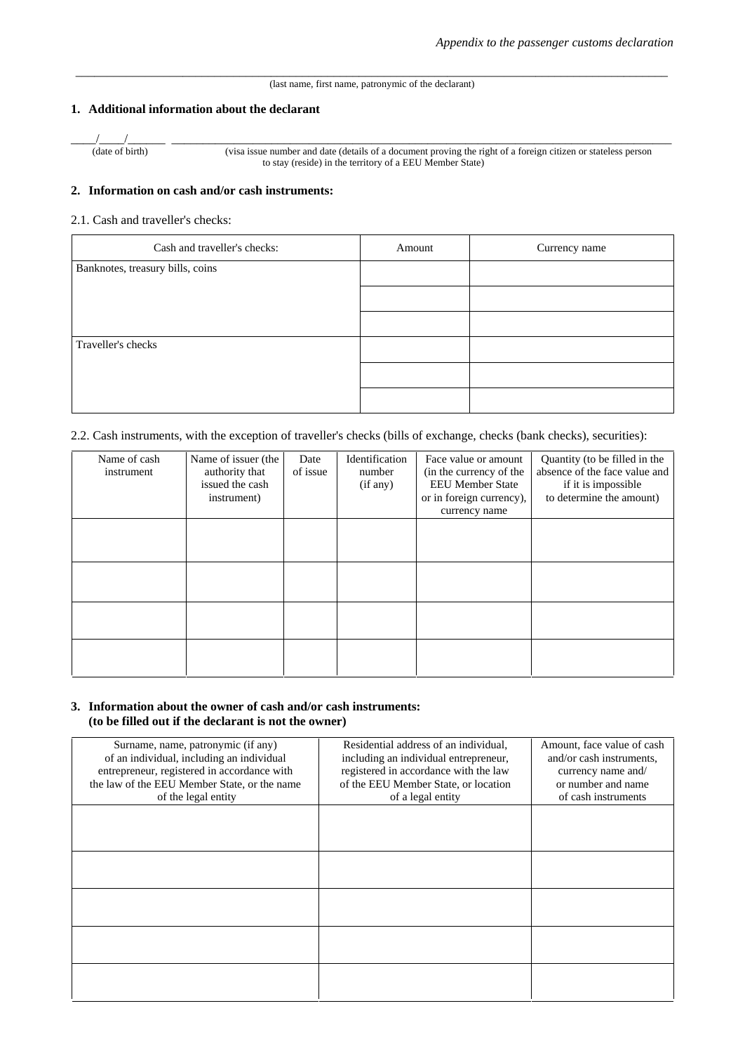*Appendix to the passenger customs declaration*

\_\_\_\_\_\_\_\_\_\_\_\_\_\_\_\_\_\_\_\_\_\_\_\_\_\_\_\_\_\_\_\_\_\_\_\_\_\_\_\_\_\_\_\_\_\_\_\_\_\_\_\_\_\_\_\_\_\_\_\_\_\_\_\_\_\_\_\_\_\_\_\_\_\_\_\_\_\_

(last name, first name, patronymic of the declarant)

**1. Additional information about the declarant**

\_\_\_\_/\_\_\_\_/\_\_\_\_\_\_ \_\_\_\_\_\_\_\_\_\_\_\_\_\_\_\_\_\_\_\_\_\_\_\_\_\_\_\_\_\_\_\_\_\_\_\_\_\_\_\_\_\_\_\_\_\_\_\_\_\_\_\_\_\_\_\_\_\_\_\_\_\_\_\_\_\_\_\_

(date of birth) (visa issue number and date (details of a document proving the right of a foreign citizen or stateless person to stay (reside) in the territory of a EEU Member State)

**2. Information on cash and/or cash instruments:**

2.1. Cash and traveller's checks:

| Cash and traveller's checks: | Amount | Currency name |
|---|---|---|
| Banknotes, treasury bills, coins | | |
| | | |
| | | |
| Traveller's checks | | |
| | | |
| | | |

2.2. Cash instruments, with the exception of traveller's checks (bills of exchange, checks (bank checks), securities):

| Name of cash instrument | Name of issuer (the authority that issued the cash instrument) | Date of issue | Identification number (if any) | Face value or amount (in the currency of the EEU Member State or in foreign currency), currency name | Quantity (to be filled in the absence of the face value and if it is impossible to determine the amount) |
|---|---|---|---|---|---|
| | | | | | |
| | | | | | |
| | | | | | |
| | | | | | |

**3. Information about the owner of cash and/or cash instruments: (to be filled out if the declarant is not the owner)**

| Surname, name, patronymic (if any) of an individual, including an individual entrepreneur, registered in accordance with the law of the EEU Member State, or the name of the legal entity | Residential address of an individual, including an individual entrepreneur, registered in accordance with the law of the EEU Member State, or location of a legal entity | Amount, face value of cash and/or cash instruments, currency name and/ or number and name of cash instruments |
|---|---|---|
| | | |
| | | |
| | | |
| | | |
| | | |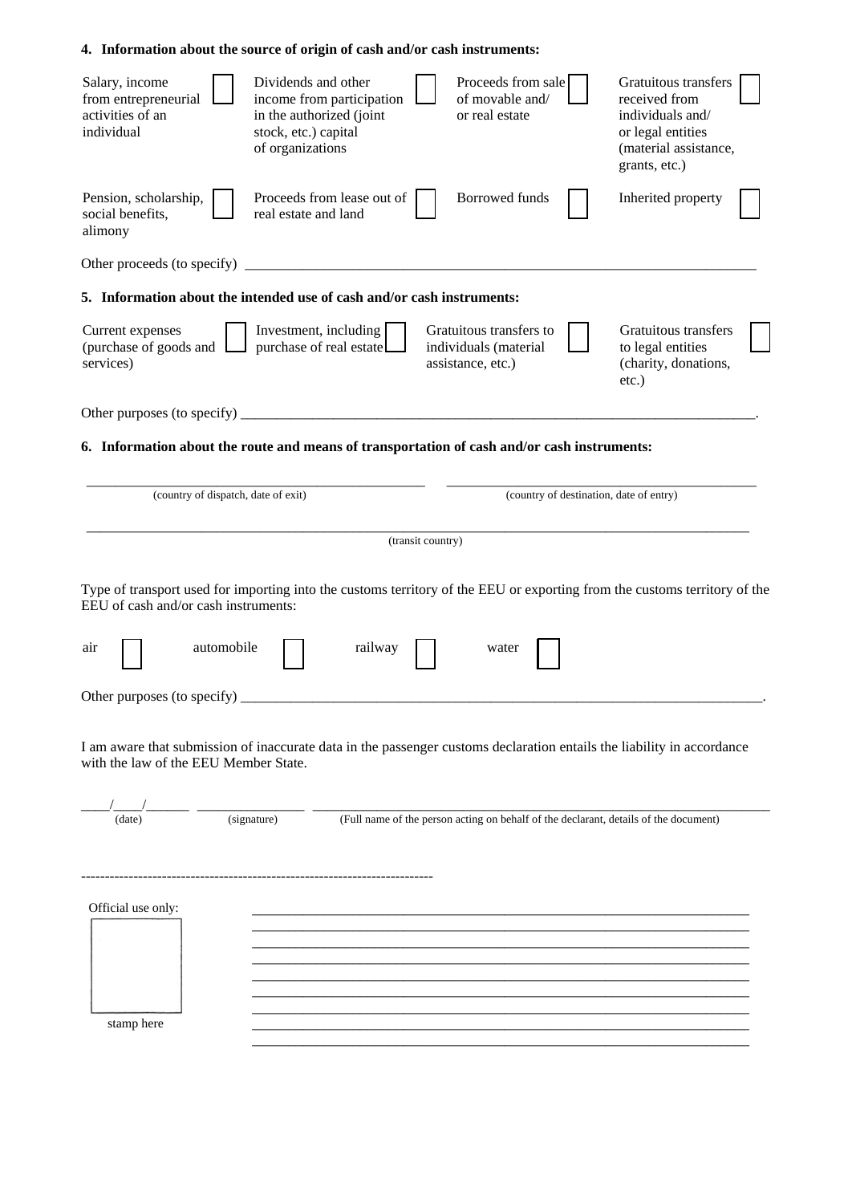**4. Information about the source of origin of cash and/or cash instruments:**

| | | | |
|---|---|---|---|
| Salary, income from entrepreneurial activities of an individual ☐ | Dividends and other income from participation in the authorized (joint stock, etc.) capital of organizations ☐ | Proceeds from sale of movable and/ or real estate ☐ | Gratuitous transfers received from individuals and/ or legal entities (material assistance, grants, etc.) ☐ |
| Pension, scholarship, social benefits, alimony ☐ | Proceeds from lease out of real estate and land ☐ | Borrowed funds ☐ | Inherited property ☐ |

Other proceeds (to specify) ___________________________________________________________________________

**5. Information about the intended use of cash and/or cash instruments:**

| | | | |
|---|---|---|---|
| Current expenses (purchase of goods and services) ☐ | Investment, including purchase of real estate ☐ | Gratuitous transfers to individuals (material assistance, etc.) ☐ | Gratuitous transfers to legal entities (charity, donations, etc.) ☐ |

Other purposes (to specify) ___________________________________________________________________________.

**6. Information about the route and means of transportation of cash and/or cash instruments:**

_______________________________________________ (country of dispatch, date of exit)

_______________________________________________ (country of destination, date of entry)

_______________________________________________ (transit country)

Type of transport used for importing into the customs territory of the EEU or exporting from the customs territory of the EEU of cash and/or cash instruments:

air ☐ automobile ☐ railway ☐ water ☐

Other purposes (to specify) ___________________________________________________________________________.

I am aware that submission of inaccurate data in the passenger customs declaration entails the liability in accordance with the law of the EEU Member State.

____/____/______ (date) _______________ (signature) _______________________________________________ (Full name of the person acting on behalf of the declarant, details of the document)

---

Official use only:

stamp here

_______________________________________________________________________

_______________________________________________________________________

_______________________________________________________________________

_______________________________________________________________________

_______________________________________________________________________

_______________________________________________________________________

_______________________________________________________________________

_______________________________________________________________________

_______________________________________________________________________